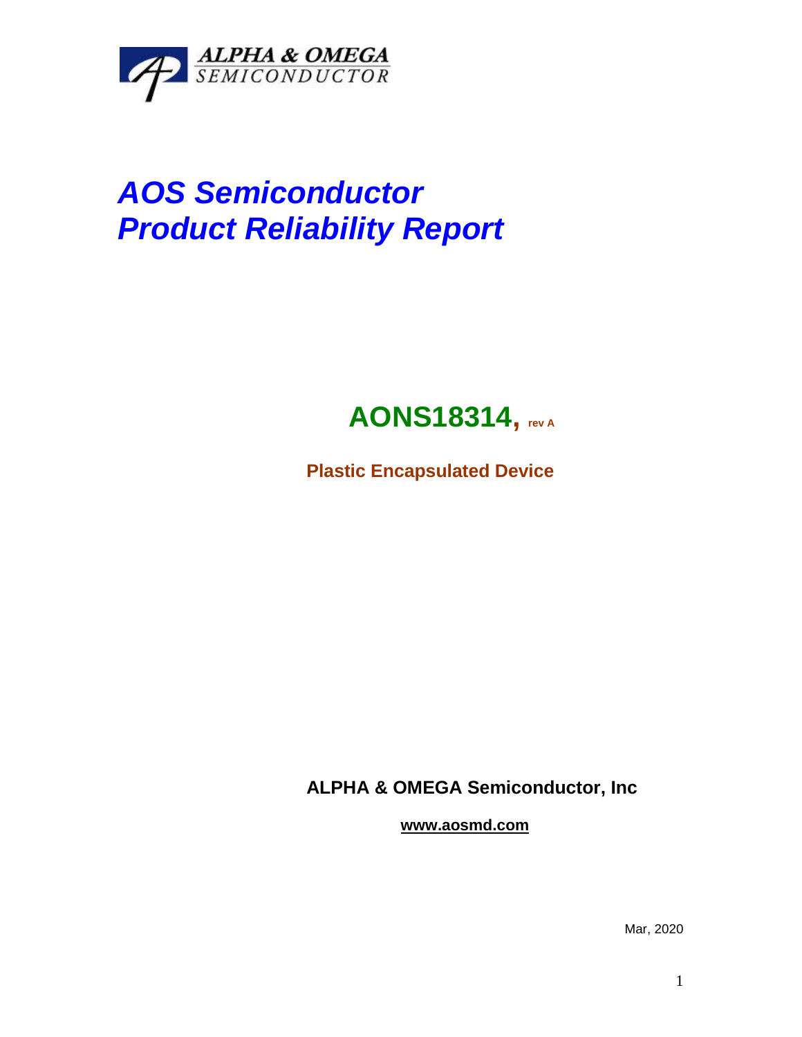ALPHA & OMEGA SEMICONDUCTOR

# *AOS Semiconductor*
# *Product Reliability Report*

## AONS18314, rev A

**Plastic Encapsulated Device**

**ALPHA & OMEGA Semiconductor, Inc**

**www.aosmd.com**

Mar, 2020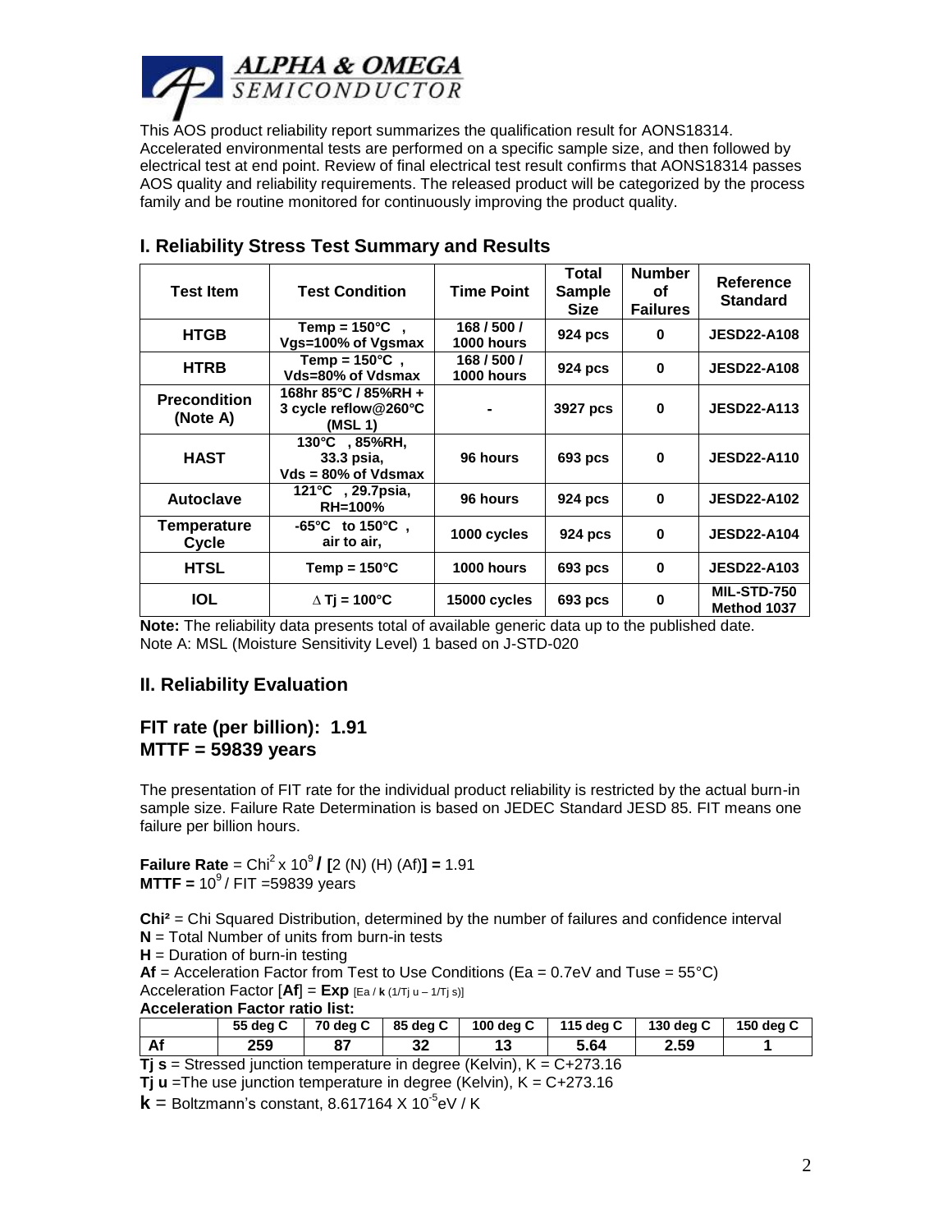This AOS product reliability report summarizes the qualification result for AONS18314. Accelerated environmental tests are performed on a specific sample size, and then followed by electrical test at end point. Review of final electrical test result confirms that AONS18314 passes AOS quality and reliability requirements. The released product will be categorized by the process family and be routine monitored for continuously improving the product quality.

## I. Reliability Stress Test Summary and Results

| Test Item | Test Condition | Time Point | Total Sample Size | Number of Failures | Reference Standard |
|---|---|---|---|---|---|
| HTGB | Temp = 150°C , Vgs=100% of Vgsmax | 168 / 500 / 1000 hours | 924 pcs | 0 | JESD22-A108 |
| HTRB | Temp = 150°C , Vds=80% of Vdsmax | 168 / 500 / 1000 hours | 924 pcs | 0 | JESD22-A108 |
| Precondition (Note A) | 168hr 85°C / 85%RH + 3 cycle reflow@260°C (MSL 1) | - | 3927 pcs | 0 | JESD22-A113 |
| HAST | 130°C , 85%RH, 33.3 psia, Vds = 80% of Vdsmax | 96 hours | 693 pcs | 0 | JESD22-A110 |
| Autoclave | 121°C , 29.7psia, RH=100% | 96 hours | 924 pcs | 0 | JESD22-A102 |
| Temperature Cycle | -65°C to 150°C , air to air, | 1000 cycles | 924 pcs | 0 | JESD22-A104 |
| HTSL | Temp = 150°C | 1000 hours | 693 pcs | 0 | JESD22-A103 |
| IOL | $\Delta$ Tj = 100°C | 15000 cycles | 693 pcs | 0 | MIL-STD-750 Method 1037 |

**Note:** The reliability data presents total of available generic data up to the published date.
Note A: MSL (Moisture Sensitivity Level) 1 based on J-STD-020

## II. Reliability Evaluation

### FIT rate (per billion): 1.91
### MTTF = 59839 years

The presentation of FIT rate for the individual product reliability is restricted by the actual burn-in sample size. Failure Rate Determination is based on JEDEC Standard JESD 85. FIT means one failure per billion hours.

**Failure Rate** = $Chi^2 \times 10^9$ **/ [**2 (N) (H) (Af)**] =** 1.91
**MTTF =** $10^9$ / FIT =59839 years

**Chi²** = Chi Squared Distribution, determined by the number of failures and confidence interval
**N** = Total Number of units from burn-in tests
**H** = Duration of burn-in testing
**Af** = Acceleration Factor from Test to Use Conditions (Ea = 0.7eV and Tuse = 55°C)
Acceleration Factor [**Af**] = **Exp** [Ea / **k** (1/Tj u – 1/Tj s)]

**Acceleration Factor ratio list:**

| | 55 deg C | 70 deg C | 85 deg C | 100 deg C | 115 deg C | 130 deg C | 150 deg C |
|---|---|---|---|---|---|---|---|
| Af | 259 | 87 | 32 | 13 | 5.64 | 2.59 | 1 |

**Tj s** = Stressed junction temperature in degree (Kelvin), K = C+273.16
**Tj u** =The use junction temperature in degree (Kelvin), K = C+273.16
**k** = Boltzmann's constant, $8.617164 \times 10^{-5}$eV / K